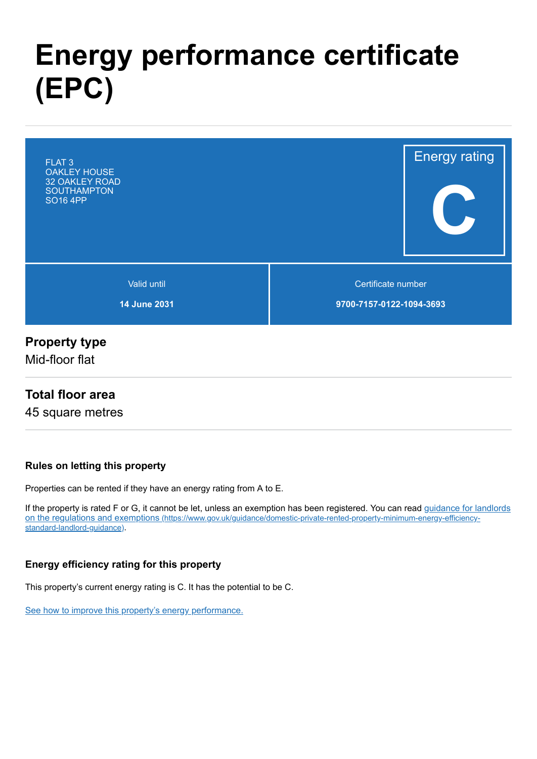# Energy performance certificate (EPC)

FLAT 3
OAKLEY HOUSE
32 OAKLEY ROAD
SOUTHAMPTON
SO16 4PP

Energy rating

**C**

| Valid until | Certificate number |
| --- | --- |
| **14 June 2031** | **9700-7157-0122-1094-3693** |

## Property type

Mid-floor flat

## Total floor area

45 square metres

### Rules on letting this property

Properties can be rented if they have an energy rating from A to E.

If the property is rated F or G, it cannot be let, unless an exemption has been registered. You can read guidance for landlords on the regulations and exemptions (https://www.gov.uk/guidance/domestic-private-rented-property-minimum-energy-efficiency-standard-landlord-guidance).

### Energy efficiency rating for this property

This property's current energy rating is C. It has the potential to be C.

See how to improve this property's energy performance.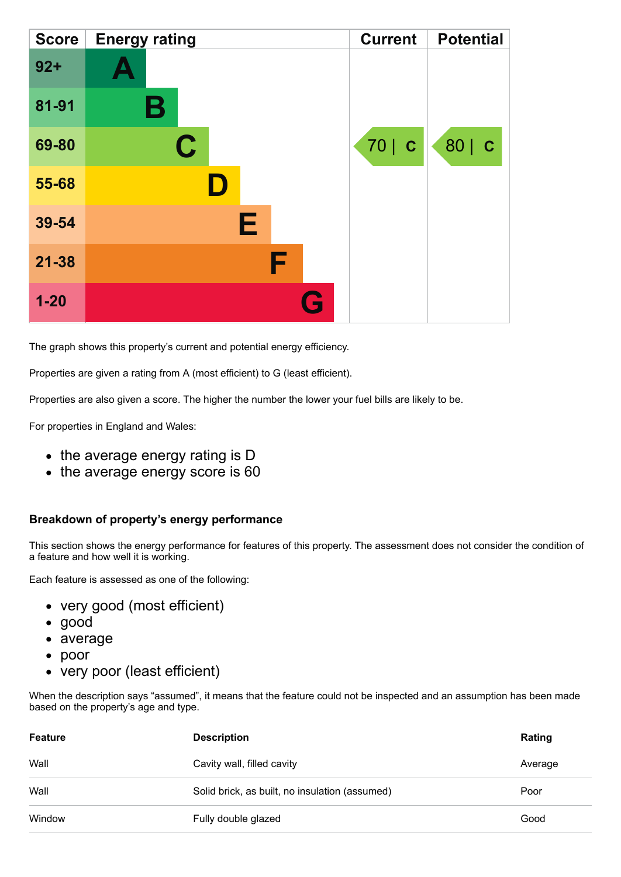| Score | Energy rating | Current | Potential |
|---|---|---|---|
| 92+ | A | | |
| 81-91 | B | | |
| 69-80 | C | 70 \| C | 80 \| C |
| 55-68 | D | | |
| 39-54 | E | | |
| 21-38 | F | | |
| 1-20 | G | | |

The graph shows this property's current and potential energy efficiency.

Properties are given a rating from A (most efficient) to G (least efficient).

Properties are also given a score. The higher the number the lower your fuel bills are likely to be.

For properties in England and Wales:

- the average energy rating is D
- the average energy score is 60

### Breakdown of property's energy performance

This section shows the energy performance for features of this property. The assessment does not consider the condition of a feature and how well it is working.

Each feature is assessed as one of the following:

- very good (most efficient)
- good
- average
- poor
- very poor (least efficient)

When the description says "assumed", it means that the feature could not be inspected and an assumption has been made based on the property's age and type.

| Feature | Description | Rating |
|---|---|---|
| Wall | Cavity wall, filled cavity | Average |
| Wall | Solid brick, as built, no insulation (assumed) | Poor |
| Window | Fully double glazed | Good |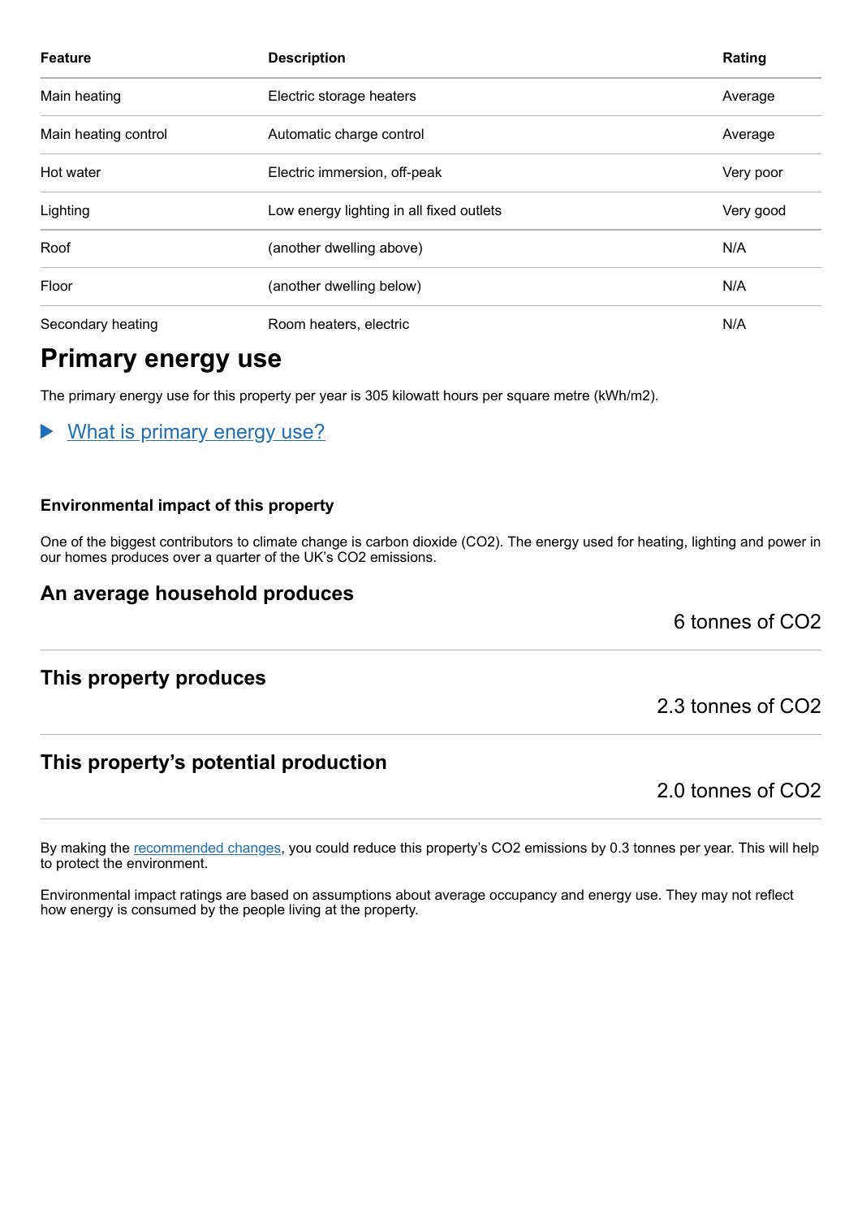| Feature | Description | Rating |
| --- | --- | --- |
| Main heating | Electric storage heaters | Average |
| Main heating control | Automatic charge control | Average |
| Hot water | Electric immersion, off-peak | Very poor |
| Lighting | Low energy lighting in all fixed outlets | Very good |
| Roof | (another dwelling above) | N/A |
| Floor | (another dwelling below) | N/A |
| Secondary heating | Room heaters, electric | N/A |

# Primary energy use

The primary energy use for this property per year is 305 kilowatt hours per square metre (kWh/m2).

▶ What is primary energy use?

### Environmental impact of this property

One of the biggest contributors to climate change is carbon dioxide ($CO_2$). The energy used for heating, lighting and power in our homes produces over a quarter of the UK's $CO_2$ emissions.

## An average household produces

6 tonnes of $CO_2$

## This property produces

2.3 tonnes of $CO_2$

## This property's potential production

2.0 tonnes of $CO_2$

By making the recommended changes, you could reduce this property's $CO_2$ emissions by 0.3 tonnes per year. This will help to protect the environment.

Environmental impact ratings are based on assumptions about average occupancy and energy use. They may not reflect how energy is consumed by the people living at the property.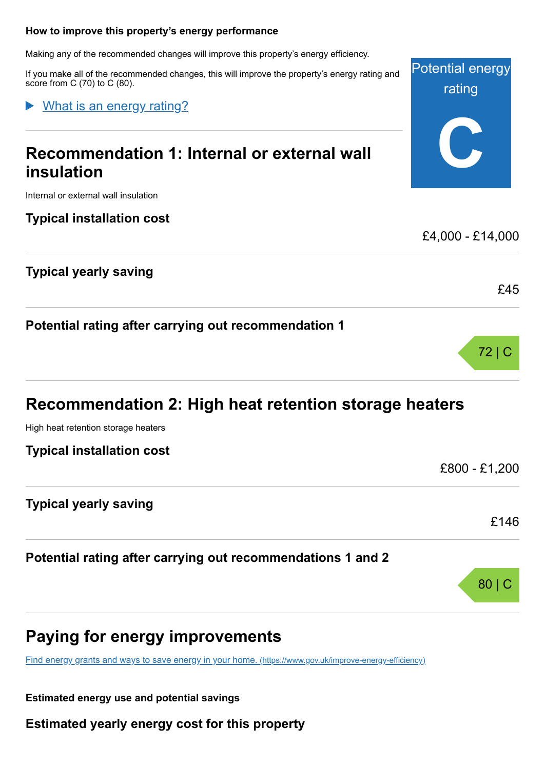### How to improve this property's energy performance

Making any of the recommended changes will improve this property's energy efficiency.

If you make all of the recommended changes, this will improve the property's energy rating and score from C (70) to C (80).

Potential energy rating

**C**

What is an energy rating?

## Recommendation 1: Internal or external wall insulation

Internal or external wall insulation

### Typical installation cost

£4,000 - £14,000

### Typical yearly saving

£45

### Potential rating after carrying out recommendation 1

72 | C

## Recommendation 2: High heat retention storage heaters

High heat retention storage heaters

### Typical installation cost

£800 - £1,200

### Typical yearly saving

£146

### Potential rating after carrying out recommendations 1 and 2

80 | C

## Paying for energy improvements

[Find energy grants and ways to save energy in your home. (https://www.gov.uk/improve-energy-efficiency)](https://www.gov.uk/improve-energy-efficiency)

**Estimated energy use and potential savings**

### Estimated yearly energy cost for this property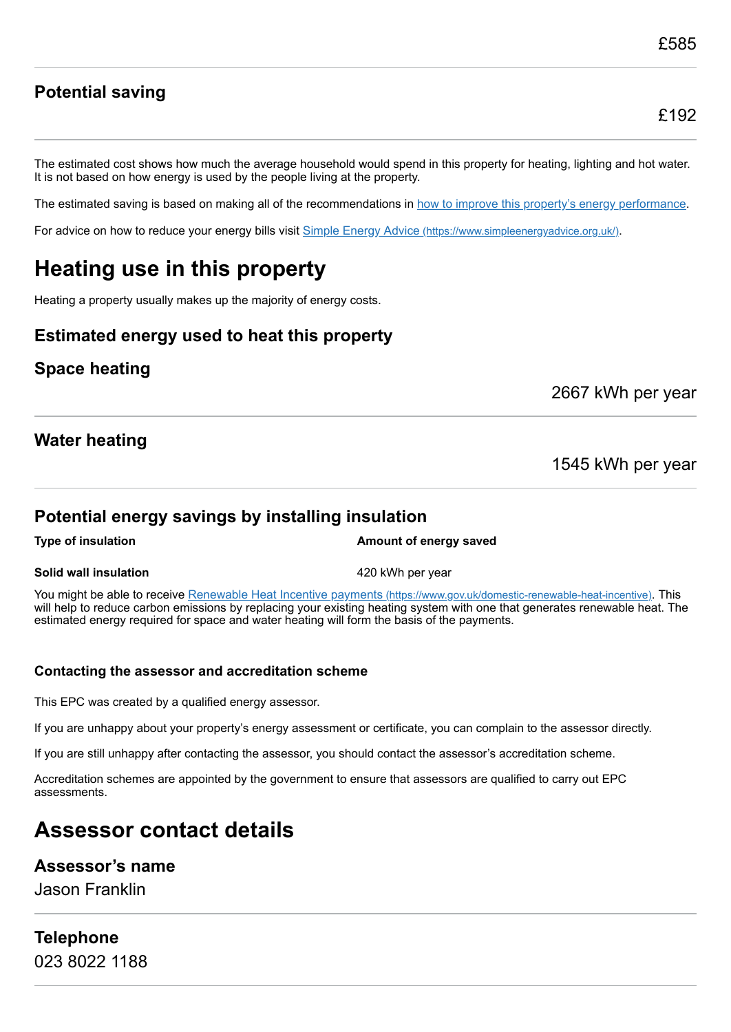£585

## Potential saving

£192

The estimated cost shows how much the average household would spend in this property for heating, lighting and hot water. It is not based on how energy is used by the people living at the property.

The estimated saving is based on making all of the recommendations in [how to improve this property's energy performance](#).

For advice on how to reduce your energy bills visit [Simple Energy Advice (https://www.simpleenergyadvice.org.uk/)](https://www.simpleenergyadvice.org.uk/).

# Heating use in this property

Heating a property usually makes up the majority of energy costs.

## Estimated energy used to heat this property

## Space heating

2667 kWh per year

## Water heating

1545 kWh per year

## Potential energy savings by installing insulation

| Type of insulation | Amount of energy saved |
| --- | --- |
| **Solid wall insulation** | 420 kWh per year |

You might be able to receive [Renewable Heat Incentive payments (https://www.gov.uk/domestic-renewable-heat-incentive)](https://www.gov.uk/domestic-renewable-heat-incentive). This will help to reduce carbon emissions by replacing your existing heating system with one that generates renewable heat. The estimated energy required for space and water heating will form the basis of the payments.

### Contacting the assessor and accreditation scheme

This EPC was created by a qualified energy assessor.

If you are unhappy about your property's energy assessment or certificate, you can complain to the assessor directly.

If you are still unhappy after contacting the assessor, you should contact the assessor's accreditation scheme.

Accreditation schemes are appointed by the government to ensure that assessors are qualified to carry out EPC assessments.

# Assessor contact details

## Assessor's name

Jason Franklin

## Telephone

023 8022 1188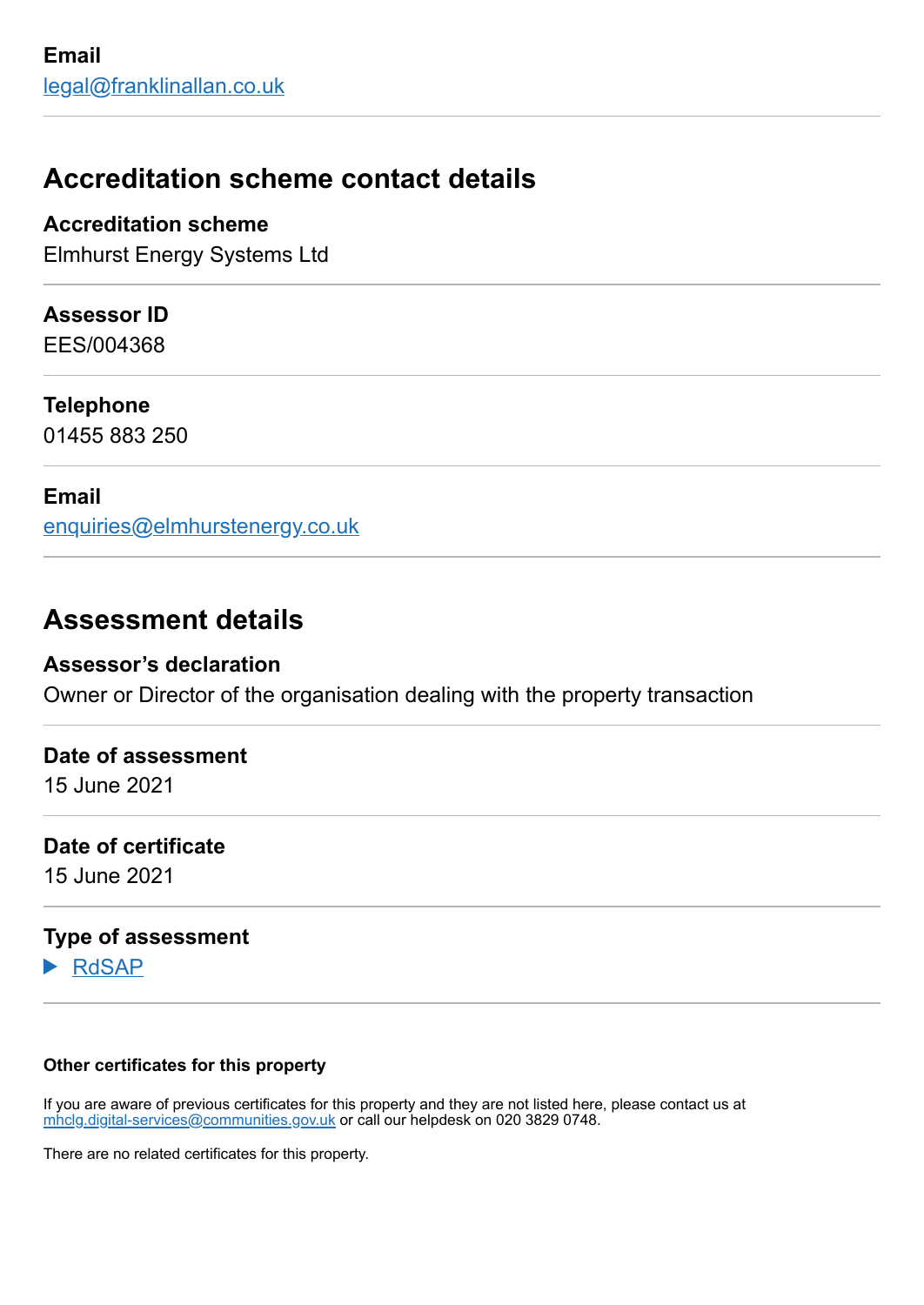**Email**
legal@franklinallan.co.uk

## Accreditation scheme contact details

**Accreditation scheme**
Elmhurst Energy Systems Ltd

**Assessor ID**
EES/004368

**Telephone**
01455 883 250

**Email**
enquiries@elmhurstenergy.co.uk

## Assessment details

**Assessor's declaration**
Owner or Director of the organisation dealing with the property transaction

**Date of assessment**
15 June 2021

**Date of certificate**
15 June 2021

**Type of assessment**
▶ RdSAP

**Other certificates for this property**

If you are aware of previous certificates for this property and they are not listed here, please contact us at mhclg.digital-services@communities.gov.uk or call our helpdesk on 020 3829 0748.

There are no related certificates for this property.